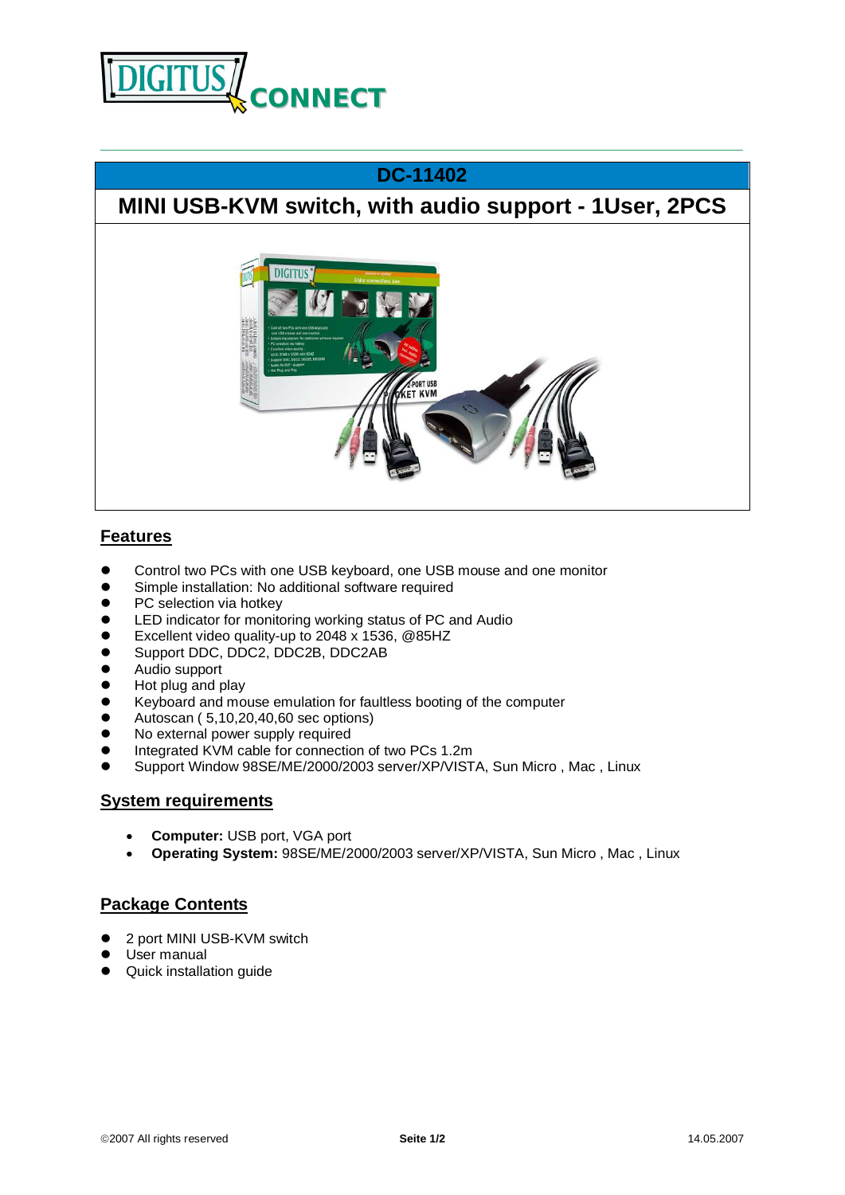# DC-11402

## MINI USB-KVM switch, with audio support - 1User, 2PCS

## Features

- Control two PCs with one USB keyboard, one USB mouse and one monitor
- Simple installation: No additional software required
- PC selection via hotkey
- LED indicator for monitoring working status of PC and Audio
- Excellent video quality-up to 2048 x 1536, @85HZ
- Support DDC, DDC2, DDC2B, DDC2AB
- Audio support
- Hot plug and play
- Keyboard and mouse emulation for faultless booting of the computer
- Autoscan ( 5,10,20,40,60 sec options)
- No external power supply required
- Integrated KVM cable for connection of two PCs 1.2m
- Support Window 98SE/ME/2000/2003 server/XP/VISTA, Sun Micro , Mac , Linux

## System requirements

- **Computer:** USB port, VGA port
- **Operating System:** 98SE/ME/2000/2003 server/XP/VISTA, Sun Micro , Mac , Linux

## Package Contents

- 2 port MINI USB-KVM switch
- User manual
- Quick installation guide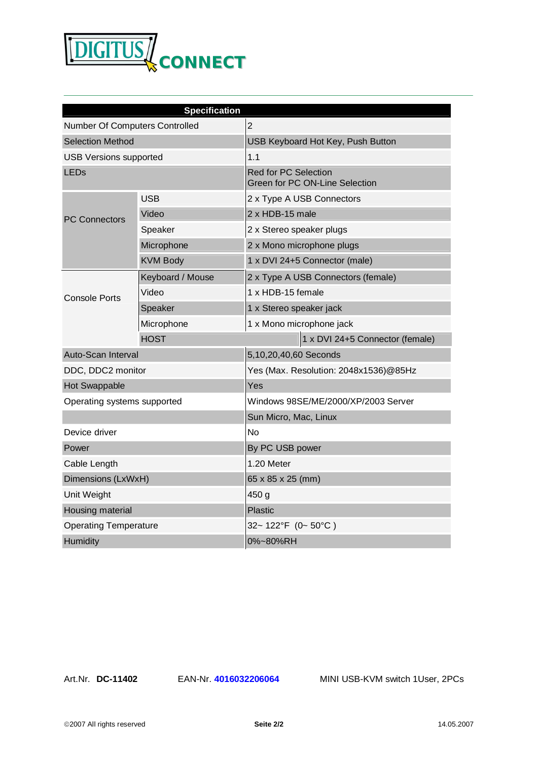DIGITUS CONNECT

| Specification | | |
|---|---|---|
| Number Of Computers Controlled | | 2 |
| Selection Method | | USB Keyboard Hot Key, Push Button |
| USB Versions supported | | 1.1 |
| LEDs | | Red for PC Selection<br>Green for PC ON-Line Selection |
| PC Connectors | USB | 2 x Type A USB Connectors |
| | Video | 2 x HDB-15 male |
| | Speaker | 2 x Stereo speaker plugs |
| | Microphone | 2 x Mono microphone plugs |
| | KVM Body | 1 x DVI 24+5 Connector (male) |
| Console Ports | Keyboard / Mouse | 2 x Type A USB Connectors (female) |
| | Video | 1 x HDB-15 female |
| | Speaker | 1 x Stereo speaker jack |
| | Microphone | 1 x Mono microphone jack |
| | HOST | 1 x DVI 24+5 Connector (female) |
| Auto-Scan Interval | | 5,10,20,40,60 Seconds |
| DDC, DDC2 monitor | | Yes (Max. Resolution: 2048x1536)@85Hz |
| Hot Swappable | | Yes |
| Operating systems supported | | Windows 98SE/ME/2000/XP/2003 Server |
| | | Sun Micro, Mac, Linux |
| Device driver | | No |
| Power | | By PC USB power |
| Cable Length | | 1.20 Meter |
| Dimensions (LxWxH) | | 65 x 85 x 25 (mm) |
| Unit Weight | | 450 g |
| Housing material | | Plastic |
| Operating Temperature | | 32~ 122°F (0~ 50°C ) |
| Humidity | | 0%~80%RH |

Art.Nr. **DC-11402** EAN-Nr. **4016032206064** MINI USB-KVM switch 1User, 2PCs

©2007 All rights reserved 14.05.2007